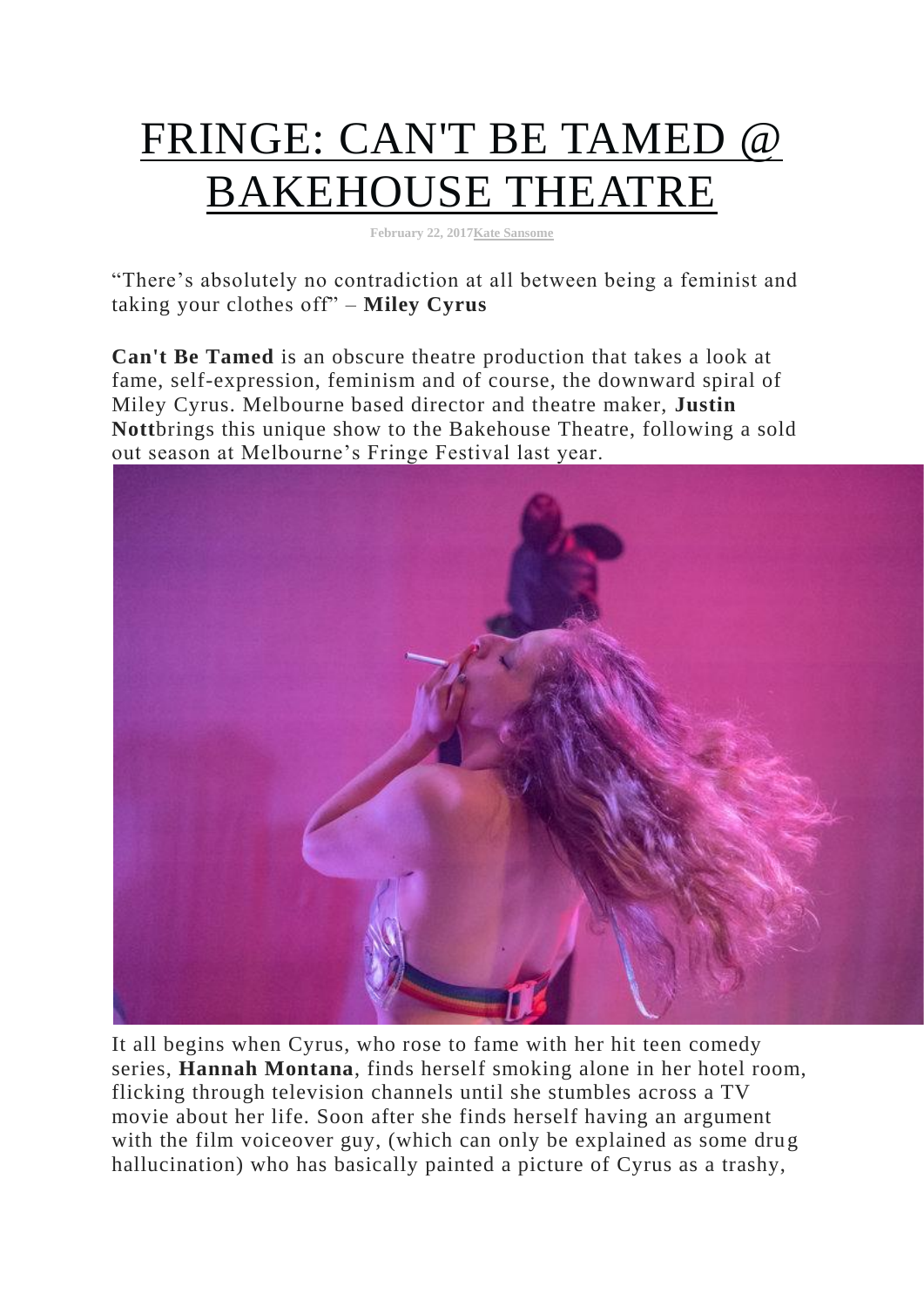# FRINGE: CAN'T BE TAMED @ BAKEHOUSE THEATRE

February 22, 2017 Kate Sansome

"There's absolutely no contradiction at all between being a feminist and taking your clothes off" – **Miley Cyrus**

**Can't Be Tamed** is an obscure theatre production that takes a look at fame, self-expression, feminism and of course, the downward spiral of Miley Cyrus. Melbourne based director and theatre maker, **Justin Nott** brings this unique show to the Bakehouse Theatre, following a sold out season at Melbourne's Fringe Festival last year.

It all begins when Cyrus, who rose to fame with her hit teen comedy series, **Hannah Montana**, finds herself smoking alone in her hotel room, flicking through television channels until she stumbles across a TV movie about her life. Soon after she finds herself having an argument with the film voiceover guy, (which can only be explained as some drug hallucination) who has basically painted a picture of Cyrus as a trashy,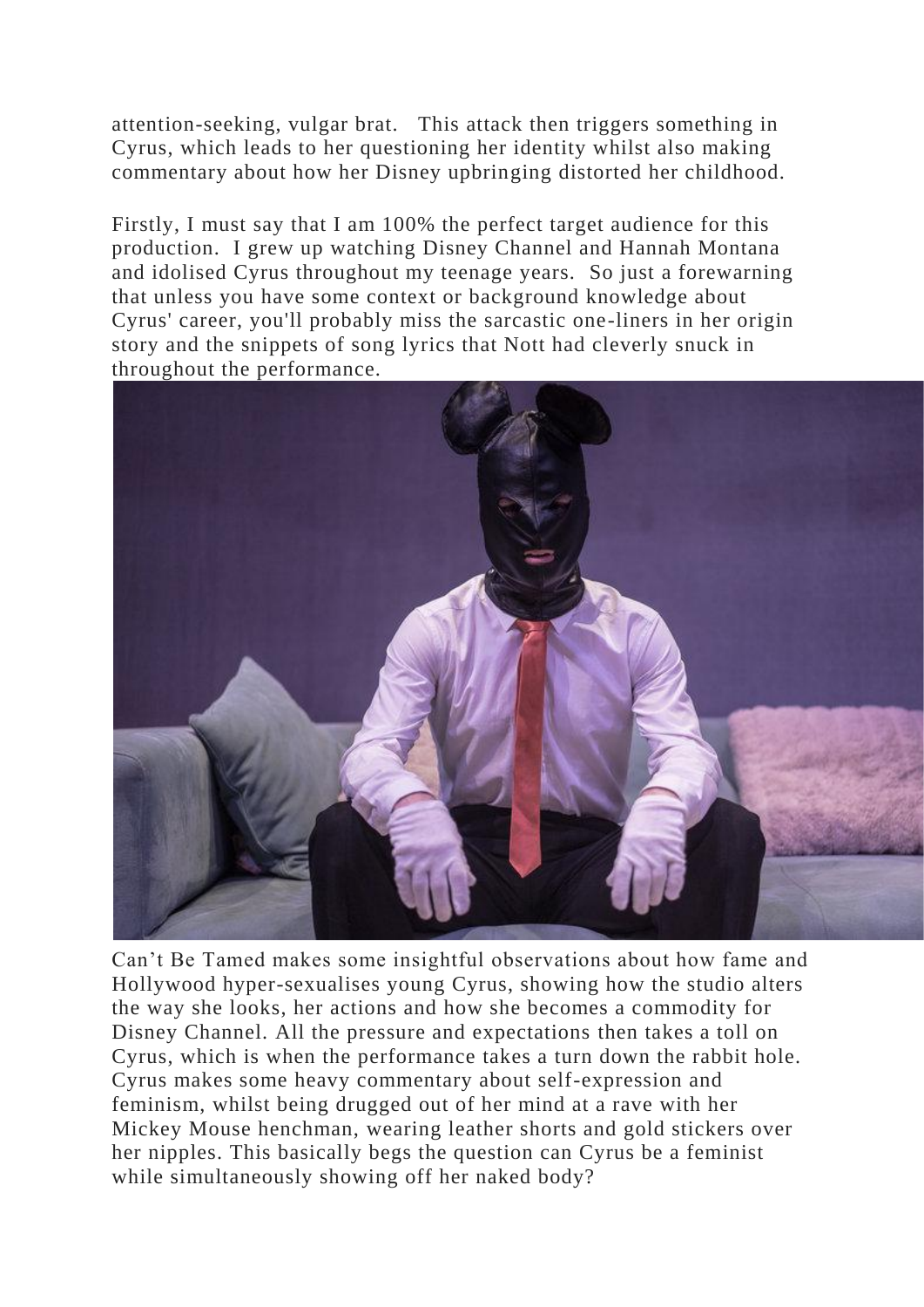attention-seeking, vulgar brat. This attack then triggers something in Cyrus, which leads to her questioning her identity whilst also making commentary about how her Disney upbringing distorted her childhood.

Firstly, I must say that I am 100% the perfect target audience for this production. I grew up watching Disney Channel and Hannah Montana and idolised Cyrus throughout my teenage years. So just a forewarning that unless you have some context or background knowledge about Cyrus' career, you'll probably miss the sarcastic one-liners in her origin story and the snippets of song lyrics that Nott had cleverly snuck in throughout the performance.

Can't Be Tamed makes some insightful observations about how fame and Hollywood hyper-sexualises young Cyrus, showing how the studio alters the way she looks, her actions and how she becomes a commodity for Disney Channel. All the pressure and expectations then takes a toll on Cyrus, which is when the performance takes a turn down the rabbit hole. Cyrus makes some heavy commentary about self-expression and feminism, whilst being drugged out of her mind at a rave with her Mickey Mouse henchman, wearing leather shorts and gold stickers over her nipples. This basically begs the question can Cyrus be a feminist while simultaneously showing off her naked body?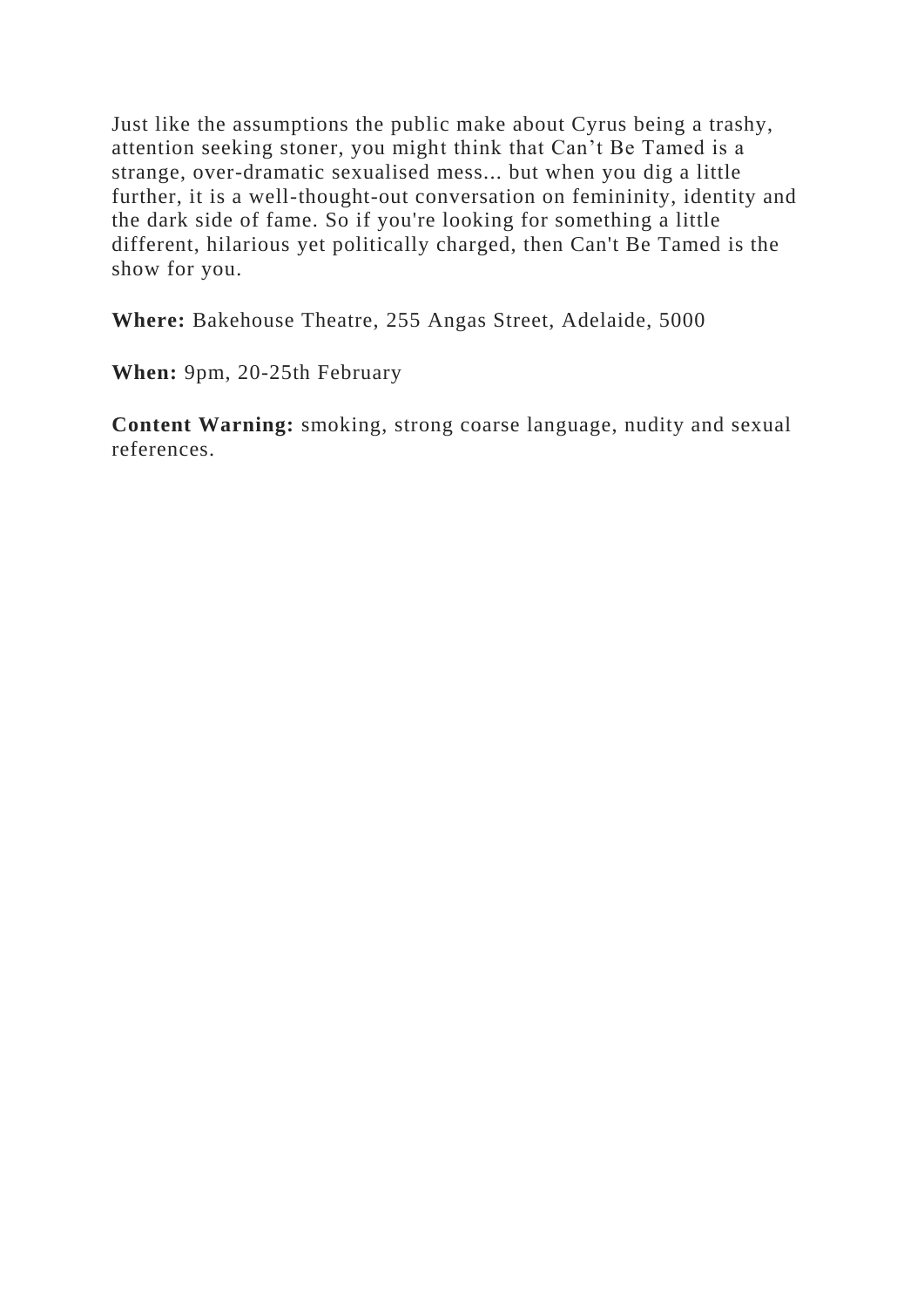Just like the assumptions the public make about Cyrus being a trashy, attention seeking stoner, you might think that Can’t Be Tamed is a strange, over-dramatic sexualised mess... but when you dig a little further, it is a well-thought-out conversation on femininity, identity and the dark side of fame. So if you're looking for something a little different, hilarious yet politically charged, then Can't Be Tamed is the show for you.

**Where:** Bakehouse Theatre, 255 Angas Street, Adelaide, 5000

**When:** 9pm, 20-25th February

**Content Warning:** smoking, strong coarse language, nudity and sexual references.